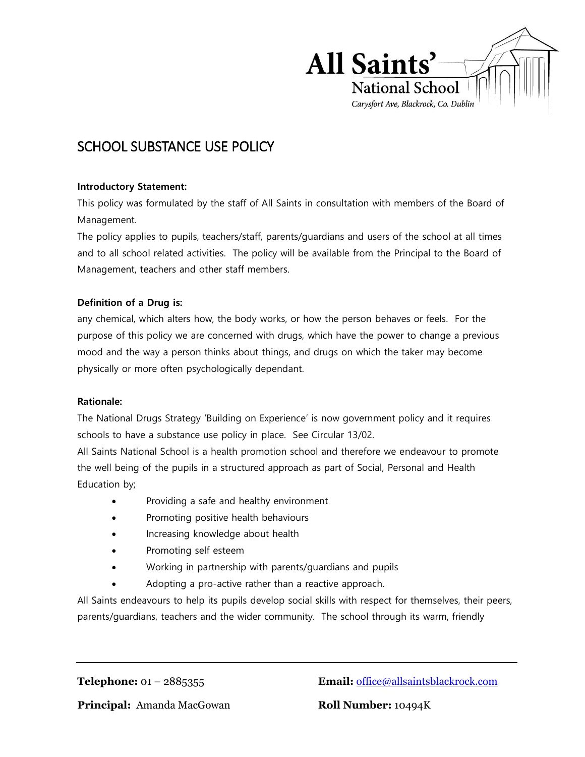# SCHOOL SUBSTANCE USE POLICY

**Introductory Statement:**

This policy was formulated by the staff of All Saints in consultation with members of the Board of Management.

The policy applies to pupils, teachers/staff, parents/guardians and users of the school at all times and to all school related activities. The policy will be available from the Principal to the Board of Management, teachers and other staff members.

**Definition of a Drug is:**

any chemical, which alters how, the body works, or how the person behaves or feels. For the purpose of this policy we are concerned with drugs, which have the power to change a previous mood and the way a person thinks about things, and drugs on which the taker may become physically or more often psychologically dependant.

**Rationale:**

The National Drugs Strategy 'Building on Experience' is now government policy and it requires schools to have a substance use policy in place. See Circular 13/02.

All Saints National School is a health promotion school and therefore we endeavour to promote the well being of the pupils in a structured approach as part of Social, Personal and Health Education by;

- Providing a safe and healthy environment
- Promoting positive health behaviours
- Increasing knowledge about health
- Promoting self esteem
- Working in partnership with parents/guardians and pupils
- Adopting a pro-active rather than a reactive approach.

All Saints endeavours to help its pupils develop social skills with respect for themselves, their peers, parents/guardians, teachers and the wider community. The school through its warm, friendly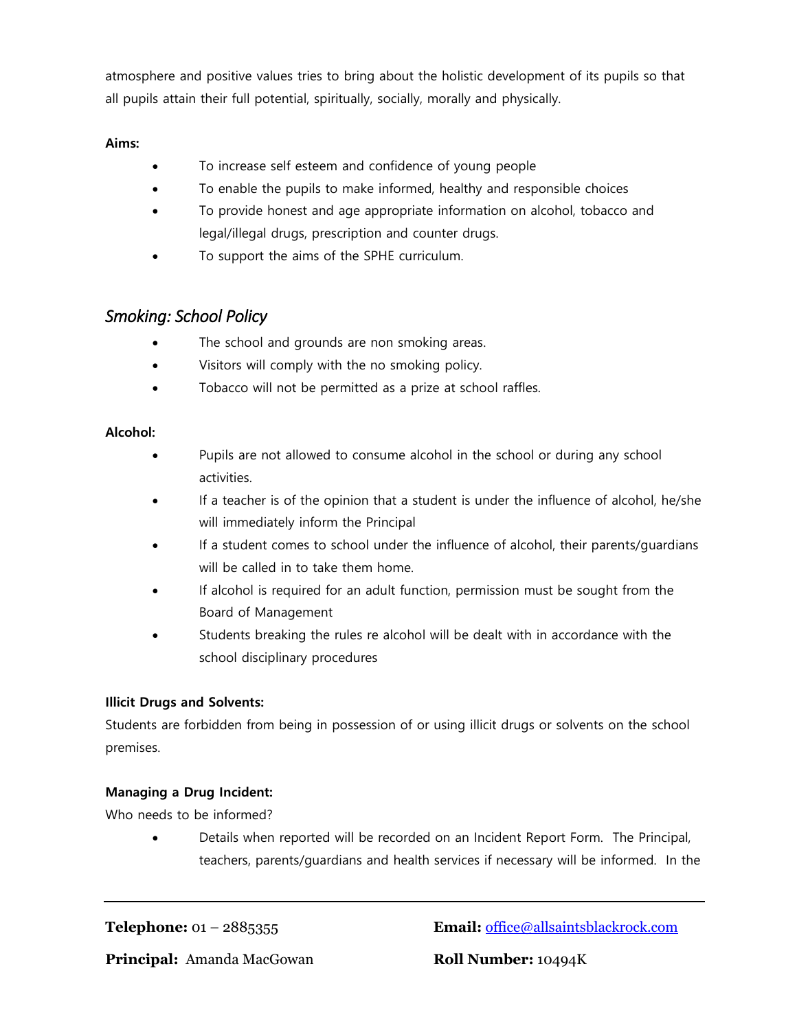atmosphere and positive values tries to bring about the holistic development of its pupils so that all pupils attain their full potential, spiritually, socially, morally and physically.

**Aims:**

- To increase self esteem and confidence of young people
- To enable the pupils to make informed, healthy and responsible choices
- To provide honest and age appropriate information on alcohol, tobacco and legal/illegal drugs, prescription and counter drugs.
- To support the aims of the SPHE curriculum.

## *Smoking: School Policy*

- The school and grounds are non smoking areas.
- Visitors will comply with the no smoking policy.
- Tobacco will not be permitted as a prize at school raffles.

**Alcohol:**

- Pupils are not allowed to consume alcohol in the school or during any school activities.
- If a teacher is of the opinion that a student is under the influence of alcohol, he/she will immediately inform the Principal
- If a student comes to school under the influence of alcohol, their parents/guardians will be called in to take them home.
- If alcohol is required for an adult function, permission must be sought from the Board of Management
- Students breaking the rules re alcohol will be dealt with in accordance with the school disciplinary procedures

**Illicit Drugs and Solvents:**

Students are forbidden from being in possession of or using illicit drugs or solvents on the school premises.

**Managing a Drug Incident:**

Who needs to be informed?

- Details when reported will be recorded on an Incident Report Form. The Principal, teachers, parents/guardians and health services if necessary will be informed. In the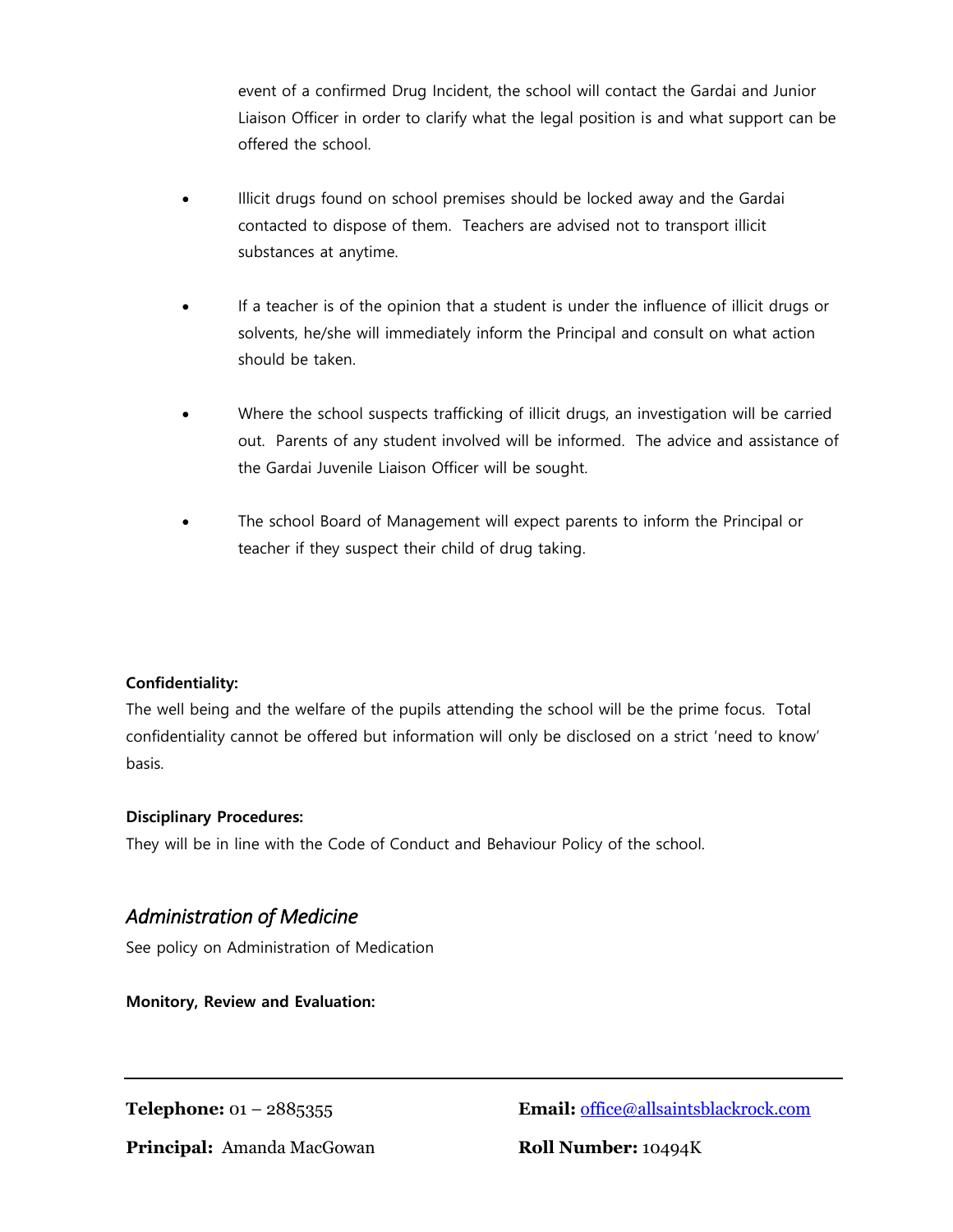event of a confirmed Drug Incident, the school will contact the Gardai and Junior Liaison Officer in order to clarify what the legal position is and what support can be offered the school.

- Illicit drugs found on school premises should be locked away and the Gardai contacted to dispose of them. Teachers are advised not to transport illicit substances at anytime.

- If a teacher is of the opinion that a student is under the influence of illicit drugs or solvents, he/she will immediately inform the Principal and consult on what action should be taken.

- Where the school suspects trafficking of illicit drugs, an investigation will be carried out. Parents of any student involved will be informed. The advice and assistance of the Gardai Juvenile Liaison Officer will be sought.

- The school Board of Management will expect parents to inform the Principal or teacher if they suspect their child of drug taking.

**Confidentiality:**

The well being and the welfare of the pupils attending the school will be the prime focus. Total confidentiality cannot be offered but information will only be disclosed on a strict 'need to know' basis.

**Disciplinary Procedures:**

They will be in line with the Code of Conduct and Behaviour Policy of the school.

## *Administration of Medicine*

See policy on Administration of Medication

**Monitory, Review and Evaluation:**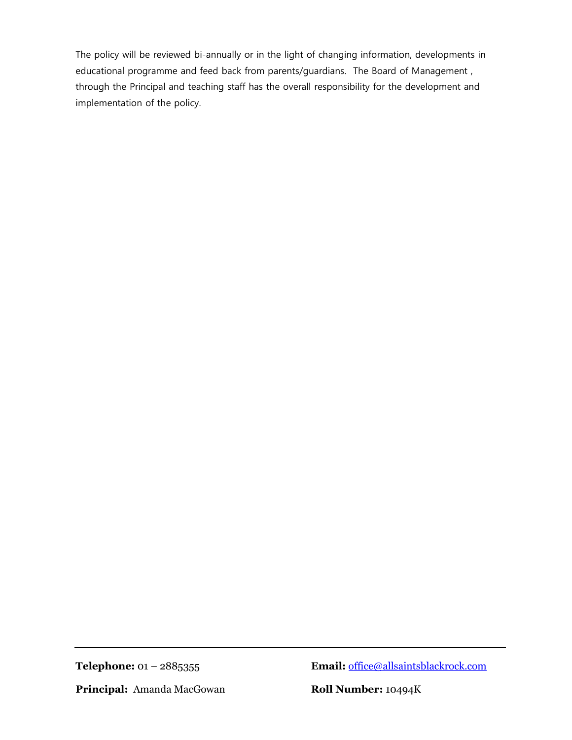The policy will be reviewed bi-annually or in the light of changing information, developments in educational programme and feed back from parents/guardians. The Board of Management , through the Principal and teaching staff has the overall responsibility for the development and implementation of the policy.